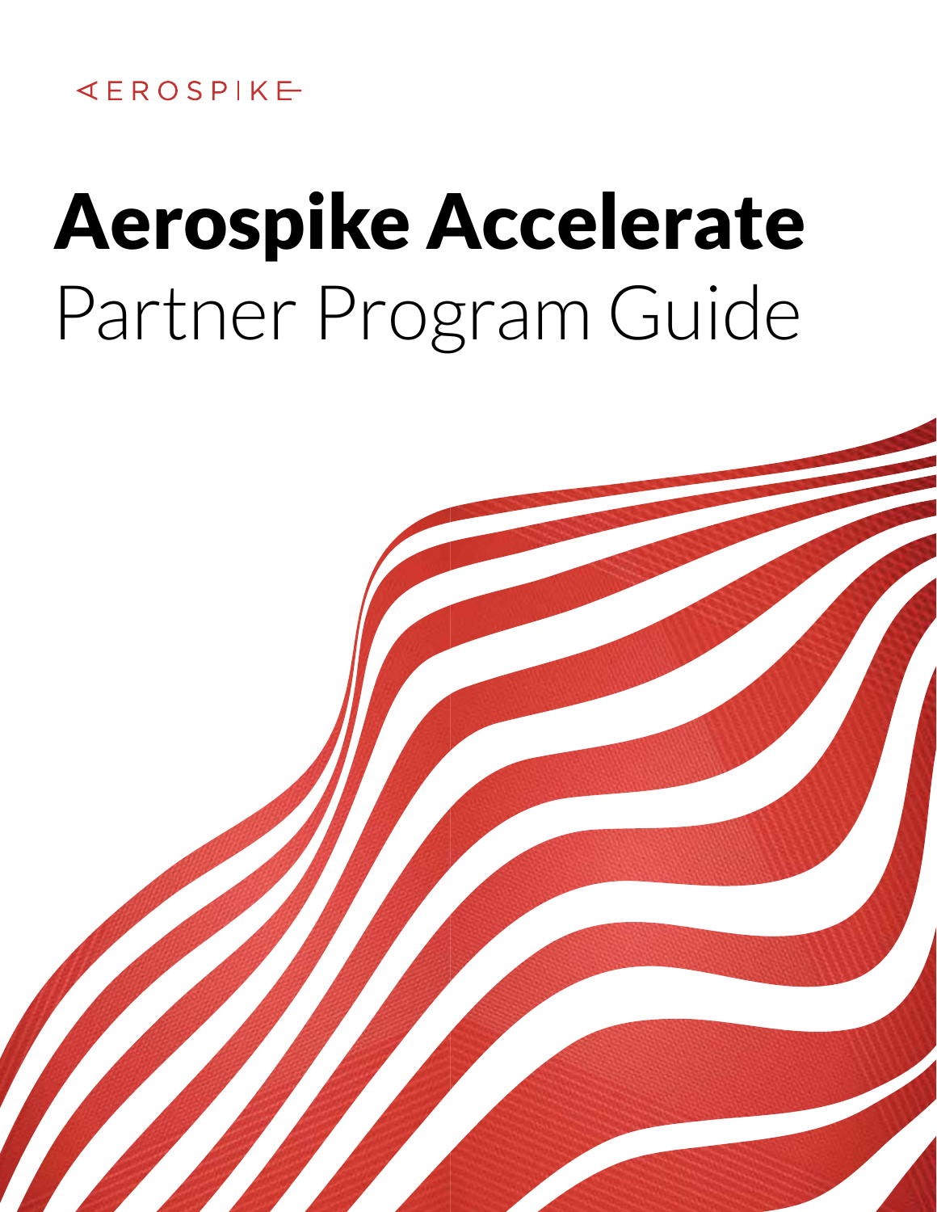AEROSPIKE

# Aerospike Accelerate

## Partner Program Guide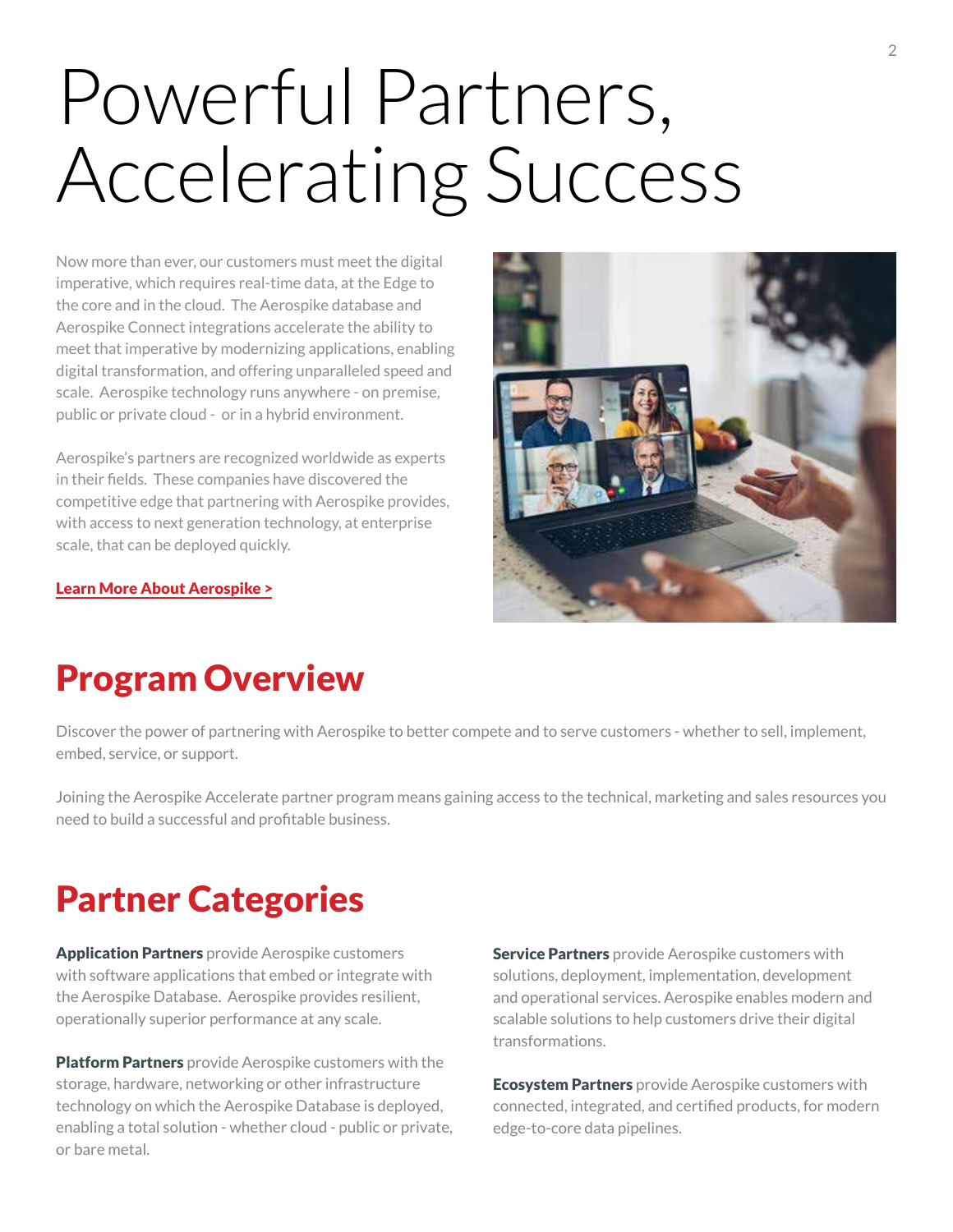# Powerful Partners, Accelerating Success

Now more than ever, our customers must meet the digital imperative, which requires real-time data, at the Edge to the core and in the cloud. The Aerospike database and Aerospike Connect integrations accelerate the ability to meet that imperative by modernizing applications, enabling digital transformation, and offering unparalleled speed and scale. Aerospike technology runs anywhere - on premise, public or private cloud - or in a hybrid environment.

Aerospike's partners are recognized worldwide as experts in their fields. These companies have discovered the competitive edge that partnering with Aerospike provides, with access to next generation technology, at enterprise scale, that can be deployed quickly.

**Learn More About Aerospike >**

## Program Overview

Discover the power of partnering with Aerospike to better compete and to serve customers - whether to sell, implement, embed, service, or support.

Joining the Aerospike Accelerate partner program means gaining access to the technical, marketing and sales resources you need to build a successful and profitable business.

## Partner Categories

**Application Partners** provide Aerospike customers with software applications that embed or integrate with the Aerospike Database. Aerospike provides resilient, operationally superior performance at any scale.

**Platform Partners** provide Aerospike customers with the storage, hardware, networking or other infrastructure technology on which the Aerospike Database is deployed, enabling a total solution - whether cloud - public or private, or bare metal.

**Service Partners** provide Aerospike customers with solutions, deployment, implementation, development and operational services. Aerospike enables modern and scalable solutions to help customers drive their digital transformations.

**Ecosystem Partners** provide Aerospike customers with connected, integrated, and certified products, for modern edge-to-core data pipelines.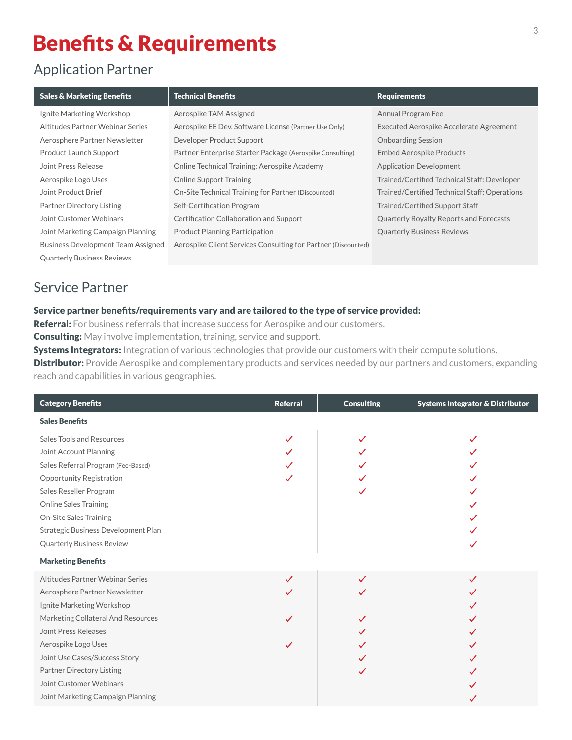# Benefits & Requirements

## Application Partner

| Sales & Marketing Benefits | Technical Benefits | Requirements |
| --- | --- | --- |
| Ignite Marketing Workshop | Aerospike TAM Assigned | Annual Program Fee |
| Altitudes Partner Webinar Series | Aerospike EE Dev. Software License (Partner Use Only) | Executed Aerospike Accelerate Agreement |
| Aerosphere Partner Newsletter | Developer Product Support | Onboarding Session |
| Product Launch Support | Partner Enterprise Starter Package (Aerospike Consulting) | Embed Aerospike Products |
| Joint Press Release | Online Technical Training: Aerospike Academy | Application Development |
| Aerospike Logo Uses | Online Support Training | Trained/Certified Technical Staff: Developer |
| Joint Product Brief | On-Site Technical Training for Partner (Discounted) | Trained/Certified Technical Staff: Operations |
| Partner Directory Listing | Self-Certification Program | Trained/Certified Support Staff |
| Joint Customer Webinars | Certification Collaboration and Support | Quarterly Royalty Reports and Forecasts |
| Joint Marketing Campaign Planning | Product Planning Participation | Quarterly Business Reviews |
| Business Development Team Assigned | Aerospike Client Services Consulting for Partner (Discounted) | |
| Quarterly Business Reviews | | |

## Service Partner

**Service partner benefits/requirements vary and are tailored to the type of service provided:**
**Referral:** For business referrals that increase success for Aerospike and our customers.
**Consulting:** May involve implementation, training, service and support.
**Systems Integrators:** Integration of various technologies that provide our customers with their compute solutions.
**Distributor:** Provide Aerospike and complementary products and services needed by our partners and customers, expanding reach and capabilities in various geographies.

| Category Benefits | Referral | Consulting | Systems Integrator & Distributor |
| --- | --- | --- | --- |
| **Sales Benefits** | | | |
| Sales Tools and Resources | ✓ | ✓ | ✓ |
| Joint Account Planning | ✓ | ✓ | ✓ |
| Sales Referral Program (Fee-Based) | ✓ | ✓ | ✓ |
| Opportunity Registration | ✓ | ✓ | ✓ |
| Sales Reseller Program | | ✓ | ✓ |
| Online Sales Training | | | ✓ |
| On-Site Sales Training | | | ✓ |
| Strategic Business Development Plan | | | ✓ |
| Quarterly Business Review | | | ✓ |
| **Marketing Benefits** | | | |
| Altitudes Partner Webinar Series | ✓ | ✓ | ✓ |
| Aerosphere Partner Newsletter | ✓ | ✓ | ✓ |
| Ignite Marketing Workshop | | | ✓ |
| Marketing Collateral And Resources | ✓ | ✓ | ✓ |
| Joint Press Releases | | ✓ | ✓ |
| Aerospike Logo Uses | ✓ | ✓ | ✓ |
| Joint Use Cases/Success Story | | ✓ | ✓ |
| Partner Directory Listing | | ✓ | ✓ |
| Joint Customer Webinars | | | ✓ |
| Joint Marketing Campaign Planning | | | ✓ |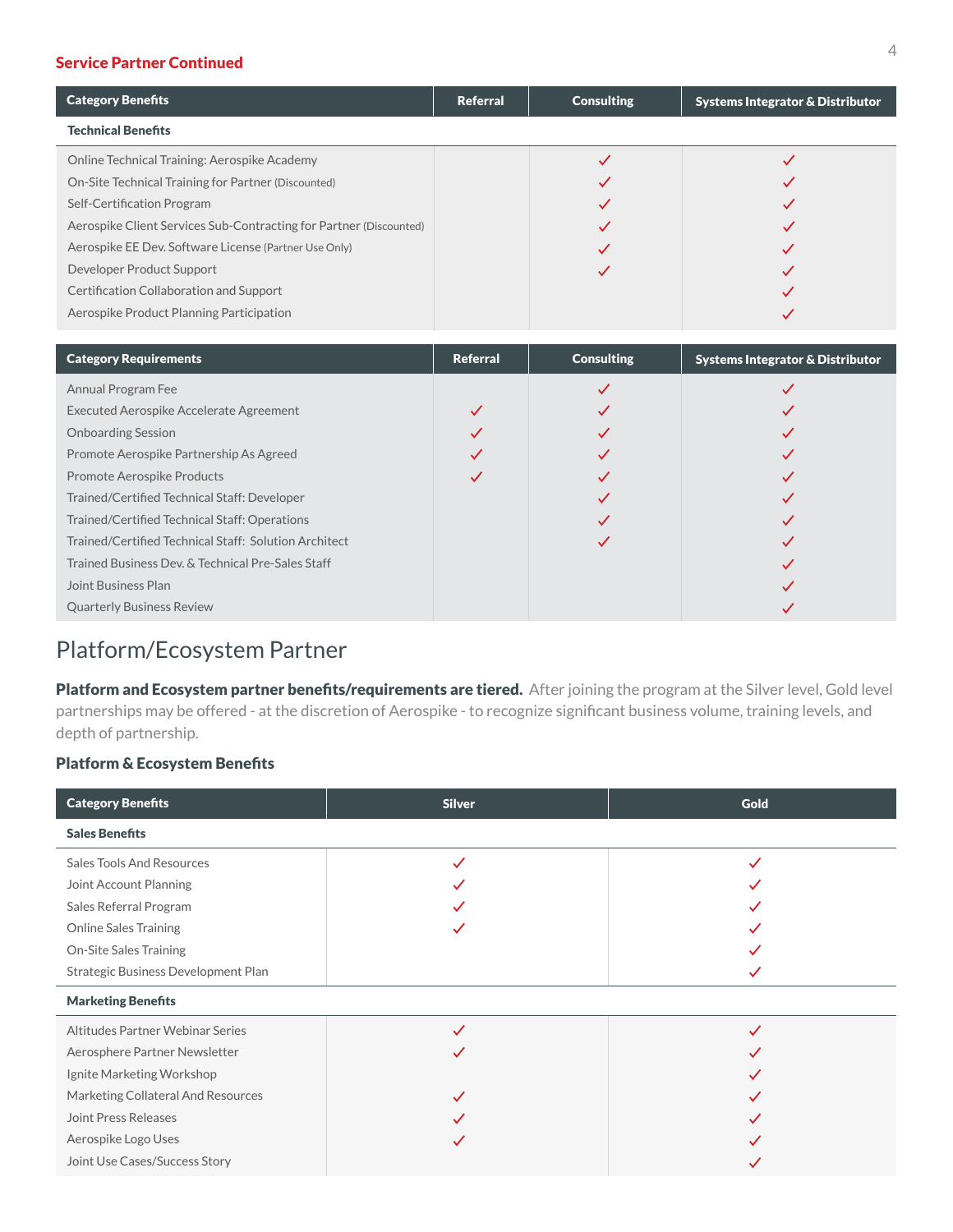### Service Partner Continued

| Category Benefits | Referral | Consulting | Systems Integrator & Distributor |
|---|---|---|---|
| **Technical Benefits** | | | |
| Online Technical Training: Aerospike Academy | | ✓ | ✓ |
| On-Site Technical Training for Partner (Discounted) | | ✓ | ✓ |
| Self-Certification Program | | ✓ | ✓ |
| Aerospike Client Services Sub-Contracting for Partner (Discounted) | | ✓ | ✓ |
| Aerospike EE Dev. Software License (Partner Use Only) | | ✓ | ✓ |
| Developer Product Support | | ✓ | ✓ |
| Certification Collaboration and Support | | | ✓ |
| Aerospike Product Planning Participation | | | ✓ |

| Category Requirements | Referral | Consulting | Systems Integrator & Distributor |
|---|---|---|---|
| Annual Program Fee | | ✓ | ✓ |
| Executed Aerospike Accelerate Agreement | ✓ | ✓ | ✓ |
| Onboarding Session | ✓ | ✓ | ✓ |
| Promote Aerospike Partnership As Agreed | ✓ | ✓ | ✓ |
| Promote Aerospike Products | ✓ | ✓ | ✓ |
| Trained/Certified Technical Staff: Developer | | ✓ | ✓ |
| Trained/Certified Technical Staff: Operations | | ✓ | ✓ |
| Trained/Certified Technical Staff: Solution Architect | | ✓ | ✓ |
| Trained Business Dev. & Technical Pre-Sales Staff | | | ✓ |
| Joint Business Plan | | | ✓ |
| Quarterly Business Review | | | ✓ |

## Platform/Ecosystem Partner

**Platform and Ecosystem partner benefits/requirements are tiered.** After joining the program at the Silver level, Gold level partnerships may be offered - at the discretion of Aerospike - to recognize significant business volume, training levels, and depth of partnership.

### Platform & Ecosystem Benefits

| Category Benefits | Silver | Gold |
|---|---|---|
| **Sales Benefits** | | |
| Sales Tools And Resources | ✓ | ✓ |
| Joint Account Planning | ✓ | ✓ |
| Sales Referral Program | ✓ | ✓ |
| Online Sales Training | ✓ | ✓ |
| On-Site Sales Training | | ✓ |
| Strategic Business Development Plan | | ✓ |
| **Marketing Benefits** | | |
| Altitudes Partner Webinar Series | ✓ | ✓ |
| Aerosphere Partner Newsletter | ✓ | ✓ |
| Ignite Marketing Workshop | | ✓ |
| Marketing Collateral And Resources | ✓ | ✓ |
| Joint Press Releases | ✓ | ✓ |
| Aerospike Logo Uses | ✓ | ✓ |
| Joint Use Cases/Success Story | | ✓ |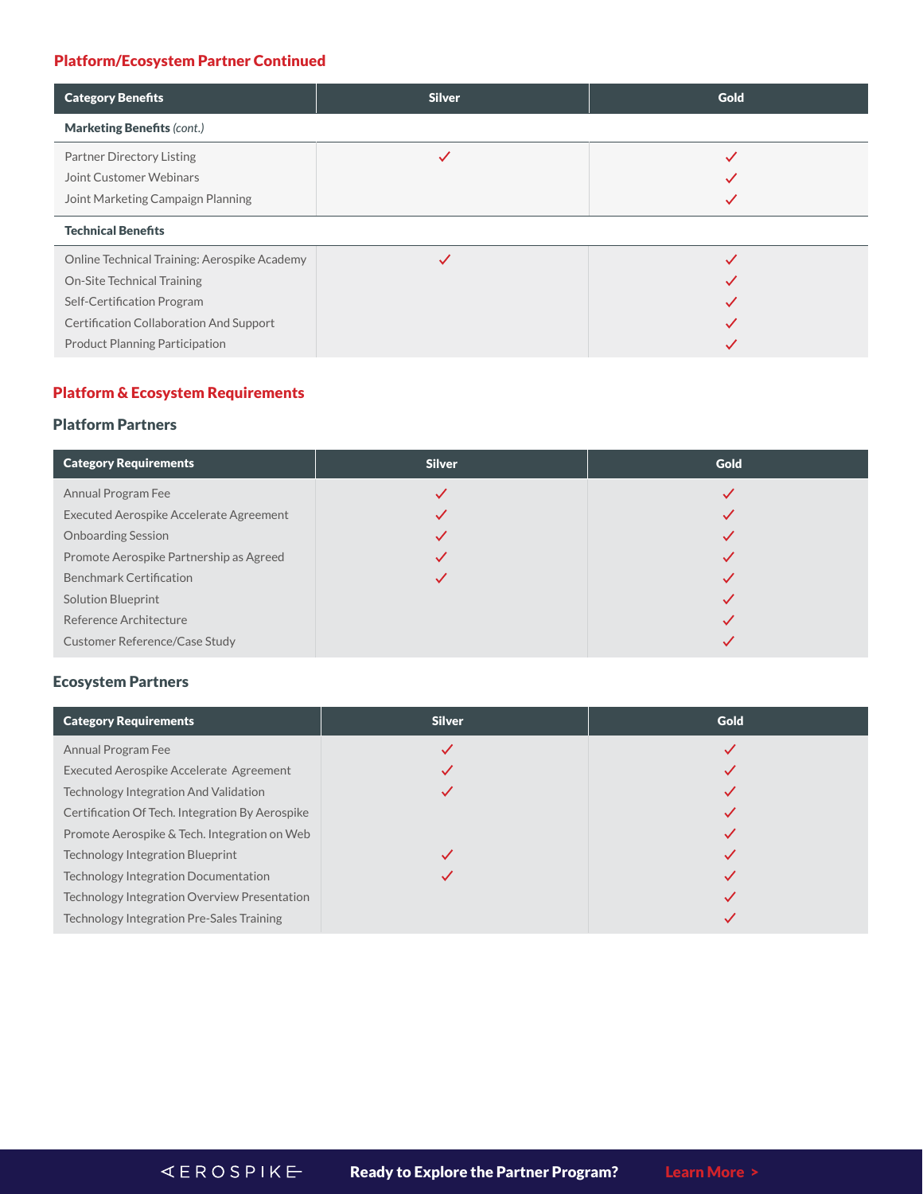## Platform/Ecosystem Partner Continued

| Category Benefits | Silver | Gold |
|---|---|---|
| **Marketing Benefits** *(cont.)* | | |
| Partner Directory Listing | ✓ | ✓ |
| Joint Customer Webinars | | ✓ |
| Joint Marketing Campaign Planning | | ✓ |
| **Technical Benefits** | | |
| Online Technical Training: Aerospike Academy | ✓ | ✓ |
| On-Site Technical Training | | ✓ |
| Self-Certification Program | | ✓ |
| Certification Collaboration And Support | | ✓ |
| Product Planning Participation | | ✓ |

## Platform & Ecosystem Requirements

### Platform Partners

| Category Requirements | Silver | Gold |
|---|---|---|
| Annual Program Fee | ✓ | ✓ |
| Executed Aerospike Accelerate Agreement | ✓ | ✓ |
| Onboarding Session | ✓ | ✓ |
| Promote Aerospike Partnership as Agreed | ✓ | ✓ |
| Benchmark Certification | ✓ | ✓ |
| Solution Blueprint | | ✓ |
| Reference Architecture | | ✓ |
| Customer Reference/Case Study | | ✓ |

### Ecosystem Partners

| Category Requirements | Silver | Gold |
|---|---|---|
| Annual Program Fee | ✓ | ✓ |
| Executed Aerospike Accelerate Agreement | ✓ | ✓ |
| Technology Integration And Validation | ✓ | ✓ |
| Certification Of Tech. Integration By Aerospike | | ✓ |
| Promote Aerospike & Tech. Integration on Web | | ✓ |
| Technology Integration Blueprint | ✓ | ✓ |
| Technology Integration Documentation | ✓ | ✓ |
| Technology Integration Overview Presentation | | ✓ |
| Technology Integration Pre-Sales Training | | ✓ |

AEROSPIKE **Ready to Explore the Partner Program?** **Learn More >**